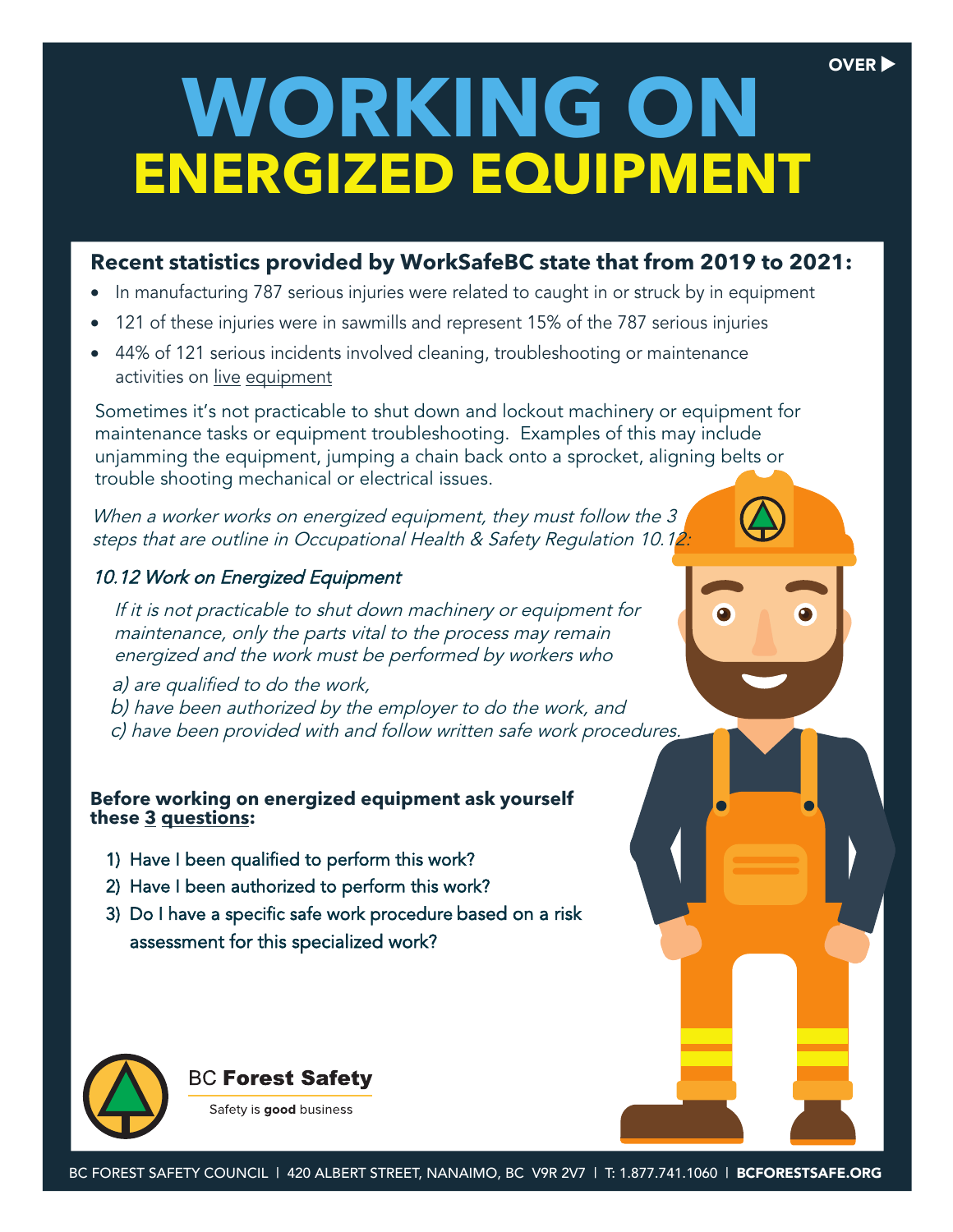OVER ▶

# WORKING ON ENERGIZED EQUIPMENT

**Recent statistics provided by WorkSafeBC state that from 2019 to 2021:**

- In manufacturing 787 serious injuries were related to caught in or struck by in equipment
- 121 of these injuries were in sawmills and represent 15% of the 787 serious injuries
- 44% of 121 serious incidents involved cleaning, troubleshooting or maintenance activities on <u>live equipment</u>

Sometimes it's not practicable to shut down and lockout machinery or equipment for maintenance tasks or equipment troubleshooting. Examples of this may include unjamming the equipment, jumping a chain back onto a sprocket, aligning belts or trouble shooting mechanical or electrical issues.

*When a worker works on energized equipment, they must follow the 3 steps that are outline in Occupational Health & Safety Regulation 10.12:*

*10.12 Work on Energized Equipment*

*If it is not practicable to shut down machinery or equipment for maintenance, only the parts vital to the process may remain energized and the work must be performed by workers who*

*a) are qualified to do the work,*
*b) have been authorized by the employer to do the work, and*
*c) have been provided with and follow written safe work procedures.*

**Before working on energized equipment ask yourself these <u>3 questions</u>:**

1) Have I been qualified to perform this work?
2) Have I been authorized to perform this work?
3) Do I have a specific safe work procedure based on a risk assessment for this specialized work?

BC **Forest Safety**

Safety is **good** business

BC FOREST SAFETY COUNCIL | 420 ALBERT STREET, NANAIMO, BC V9R 2V7 | T: 1.877.741.1060 | **BCFORESTSAFE.ORG**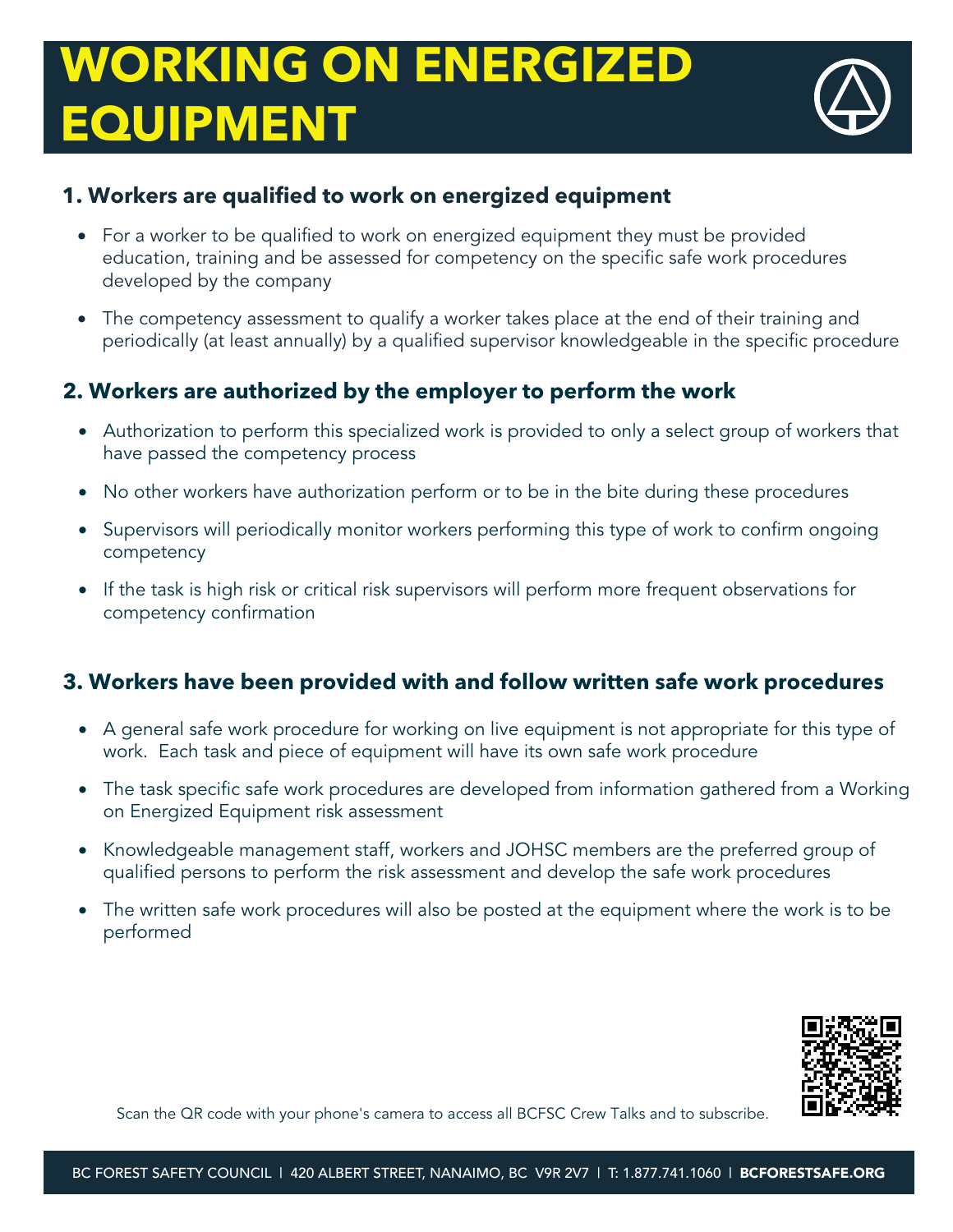# WORKING ON ENERGIZED EQUIPMENT

## 1. Workers are qualified to work on energized equipment

- For a worker to be qualified to work on energized equipment they must be provided education, training and be assessed for competency on the specific safe work procedures developed by the company
- The competency assessment to qualify a worker takes place at the end of their training and periodically (at least annually) by a qualified supervisor knowledgeable in the specific procedure

## 2. Workers are authorized by the employer to perform the work

- Authorization to perform this specialized work is provided to only a select group of workers that have passed the competency process
- No other workers have authorization perform or to be in the bite during these procedures
- Supervisors will periodically monitor workers performing this type of work to confirm ongoing competency
- If the task is high risk or critical risk supervisors will perform more frequent observations for competency confirmation

## 3. Workers have been provided with and follow written safe work procedures

- A general safe work procedure for working on live equipment is not appropriate for this type of work. Each task and piece of equipment will have its own safe work procedure
- The task specific safe work procedures are developed from information gathered from a Working on Energized Equipment risk assessment
- Knowledgeable management staff, workers and JOHSC members are the preferred group of qualified persons to perform the risk assessment and develop the safe work procedures
- The written safe work procedures will also be posted at the equipment where the work is to be performed

Scan the QR code with your phone's camera to access all BCFSC Crew Talks and to subscribe.

BC FOREST SAFETY COUNCIL | 420 ALBERT STREET, NANAIMO, BC V9R 2V7 | T: 1.877.741.1060 | **BCFORESTSAFE.ORG**